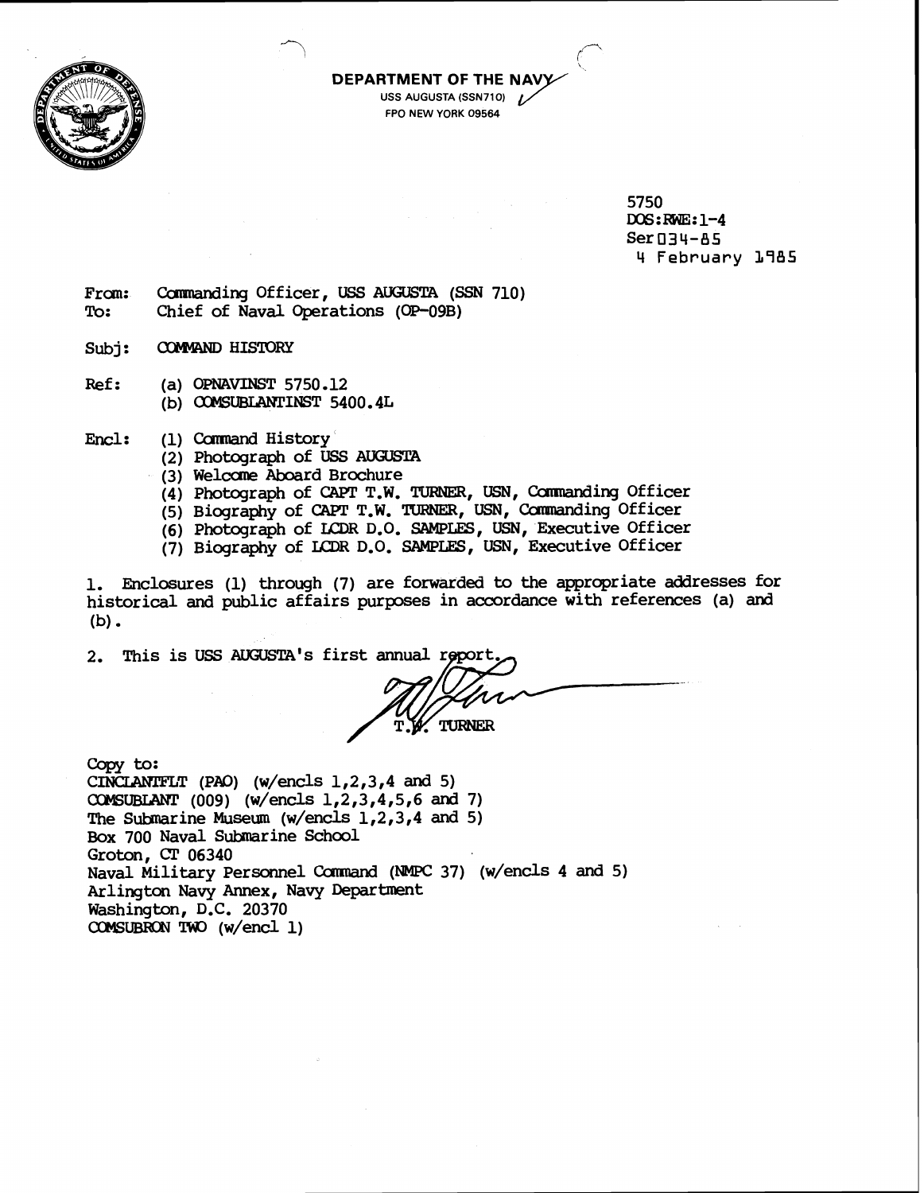**DEPARTMENT OF THE NAVY**
USS AUGUSTA (SSN710)
FPO NEW YORK 09564

5750
DOS:RWE:1-4
Ser 034-85
4 February 1985

From: Commanding Officer, USS AUGUSTA (SSN 710)
To: Chief of Naval Operations (OP-09B)

Subj: COMMAND HISTORY

Ref: (a) OPNAVINST 5750.12
(b) COMSUBLANTINST 5400.4L

Encl: (1) Command History
(2) Photograph of USS AUGUSTA
(3) Welcome Aboard Brochure
(4) Photograph of CAPT T.W. TURNER, USN, Commanding Officer
(5) Biography of CAPT T.W. TURNER, USN, Commanding Officer
(6) Photograph of LCDR D.O. SAMPLES, USN, Executive Officer
(7) Biography of LCDR D.O. SAMPLES, USN, Executive Officer

1. Enclosures (1) through (7) are forwarded to the appropriate addresses for historical and public affairs purposes in accordance with references (a) and (b).

2. This is USS AUGUSTA's first annual report.

T.W. TURNER

Copy to:
CINCLANTFLT (PAO) (w/encls 1,2,3,4 and 5)
COMSUBLANT (009) (w/encls 1,2,3,4,5,6 and 7)
The Submarine Museum (w/encls 1,2,3,4 and 5)
Box 700 Naval Submarine School
Groton, CT 06340
Naval Military Personnel Command (NMPC 37) (w/encls 4 and 5)
Arlington Navy Annex, Navy Department
Washington, D.C. 20370
COMSUBRON TWO (w/encl 1)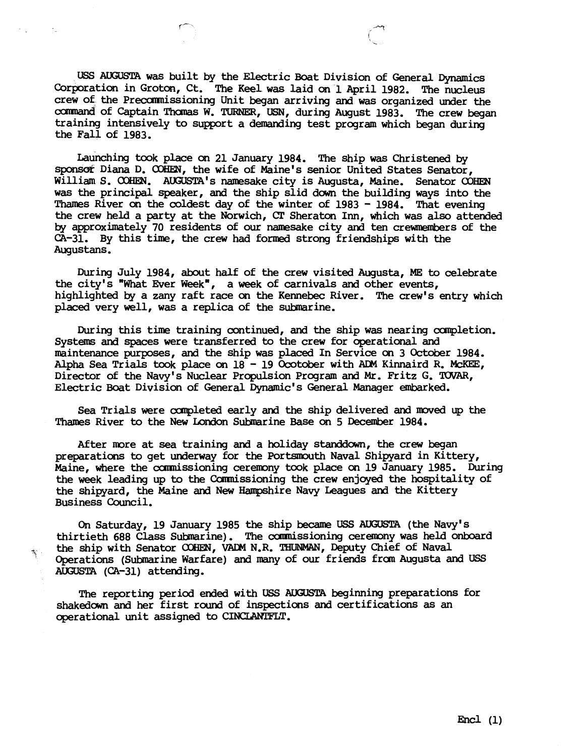USS AUGUSTA was built by the Electric Boat Division of General Dynamics Corporation in Groton, Ct. The Keel was laid on 1 April 1982. The nucleus crew of the Precommissioning Unit began arriving and was organized under the command of Captain Thomas W. TURNER, USN, during August 1983. The crew began training intensively to support a demanding test program which began during the Fall of 1983.

Launching took place on 21 January 1984. The ship was Christened by sponsor Diana D. COHEN, the wife of Maine's senior United States Senator, William S. COHEN. AUGUSTA's namesake city is Augusta, Maine. Senator COHEN was the principal speaker, and the ship slid down the building ways into the Thames River on the coldest day of the winter of 1983 - 1984. That evening the crew held a party at the Norwich, CT Sheraton Inn, which was also attended by approximately 70 residents of our namesake city and ten crewmembers of the CA-31. By this time, the crew had formed strong friendships with the Augustans.

During July 1984, about half of the crew visited Augusta, ME to celebrate the city's "What Ever Week", a week of carnivals and other events, highlighted by a zany raft race on the Kennebec River. The crew's entry which placed very well, was a replica of the submarine.

During this time training continued, and the ship was nearing completion. Systems and spaces were transferred to the crew for operational and maintenance purposes, and the ship was placed In Service on 3 October 1984. Alpha Sea Trials took place on 18 - 19 Ocotober with ADM Kinnaird R. McKEE, Director of the Navy's Nuclear Propulsion Program and Mr. Fritz G. TOVAR, Electric Boat Division of General Dynamic's General Manager embarked.

Sea Trials were completed early and the ship delivered and moved up the Thames River to the New London Submarine Base on 5 December 1984.

After more at sea training and a holiday standdown, the crew began preparations to get underway for the Portsmouth Naval Shipyard in Kittery, Maine, where the commissioning ceremony took place on 19 January 1985. During the week leading up to the Commissioning the crew enjoyed the hospitality of the shipyard, the Maine and New Hampshire Navy Leagues and the Kittery Business Council.

On Saturday, 19 January 1985 the ship became USS AUGUSTA (the Navy's thirtieth 688 Class Submarine). The commissioning ceremony was held onboard the ship with Senator COHEN, VADM N.R. THUNMAN, Deputy Chief of Naval Operations (Submarine Warfare) and many of our friends from Augusta and USS AUGUSTA (CA-31) attending.

The reporting period ended with USS AUGUSTA beginning preparations for shakedown and her first round of inspections and certifications as an operational unit assigned to CINCLANTFLT.

Encl (1)